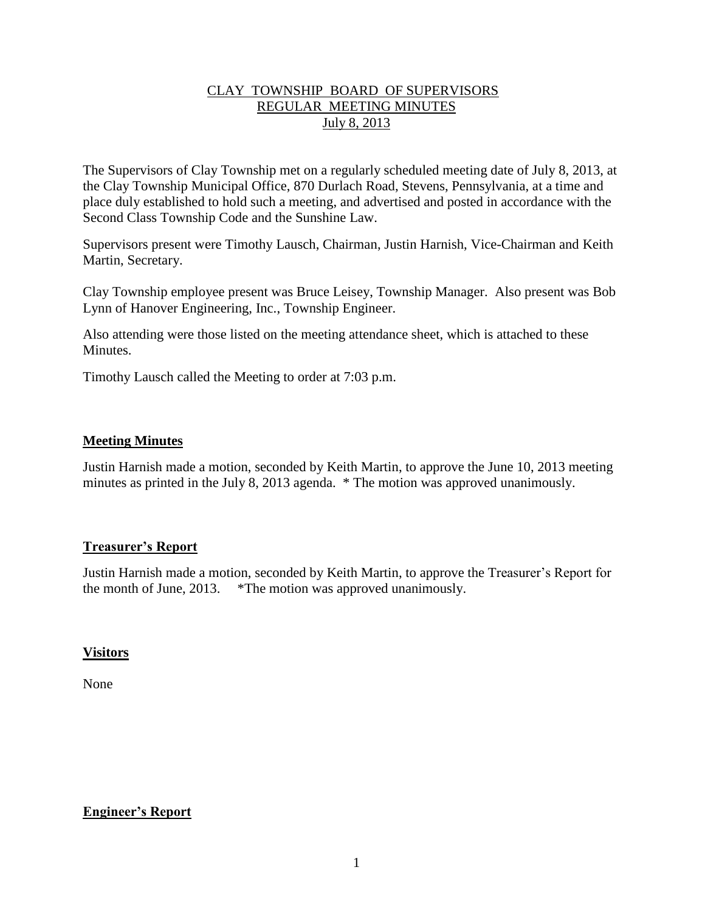# CLAY TOWNSHIP BOARD OF SUPERVISORS
## REGULAR MEETING MINUTES
### July 8, 2013

The Supervisors of Clay Township met on a regularly scheduled meeting date of July 8, 2013, at the Clay Township Municipal Office, 870 Durlach Road, Stevens, Pennsylvania, at a time and place duly established to hold such a meeting, and advertised and posted in accordance with the Second Class Township Code and the Sunshine Law.

Supervisors present were Timothy Lausch, Chairman, Justin Harnish, Vice-Chairman and Keith Martin, Secretary.

Clay Township employee present was Bruce Leisey, Township Manager. Also present was Bob Lynn of Hanover Engineering, Inc., Township Engineer.

Also attending were those listed on the meeting attendance sheet, which is attached to these Minutes.

Timothy Lausch called the Meeting to order at 7:03 p.m.

## Meeting Minutes

Justin Harnish made a motion, seconded by Keith Martin, to approve the June 10, 2013 meeting minutes as printed in the July 8, 2013 agenda. * The motion was approved unanimously.

## Treasurer's Report

Justin Harnish made a motion, seconded by Keith Martin, to approve the Treasurer's Report for the month of June, 2013. *The motion was approved unanimously.

## Visitors

None

## Engineer's Report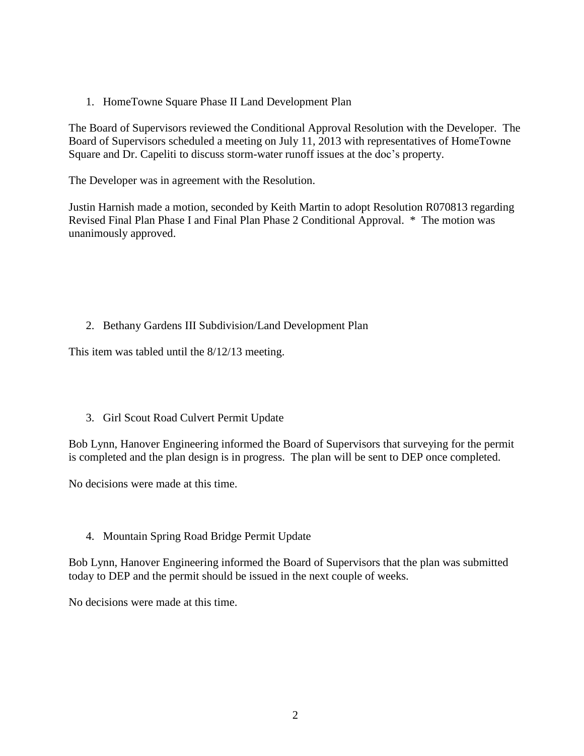1. HomeTowne Square Phase II Land Development Plan

The Board of Supervisors reviewed the Conditional Approval Resolution with the Developer. The Board of Supervisors scheduled a meeting on July 11, 2013 with representatives of HomeTowne Square and Dr. Capeliti to discuss storm-water runoff issues at the doc's property.

The Developer was in agreement with the Resolution.

Justin Harnish made a motion, seconded by Keith Martin to adopt Resolution R070813 regarding Revised Final Plan Phase I and Final Plan Phase 2 Conditional Approval. * The motion was unanimously approved.

2. Bethany Gardens III Subdivision/Land Development Plan

This item was tabled until the 8/12/13 meeting.

3. Girl Scout Road Culvert Permit Update

Bob Lynn, Hanover Engineering informed the Board of Supervisors that surveying for the permit is completed and the plan design is in progress. The plan will be sent to DEP once completed.

No decisions were made at this time.

4. Mountain Spring Road Bridge Permit Update

Bob Lynn, Hanover Engineering informed the Board of Supervisors that the plan was submitted today to DEP and the permit should be issued in the next couple of weeks.

No decisions were made at this time.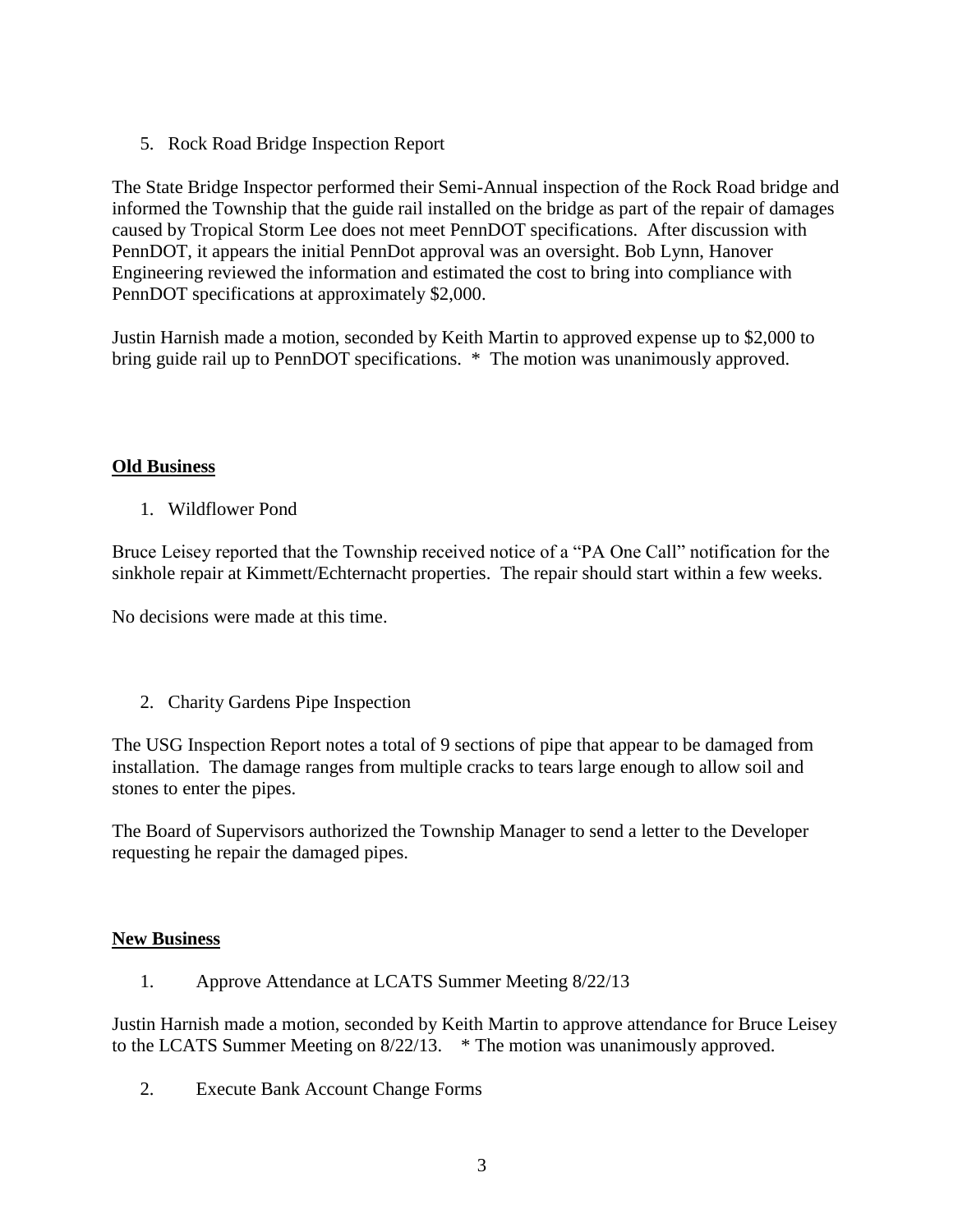5. Rock Road Bridge Inspection Report

The State Bridge Inspector performed their Semi-Annual inspection of the Rock Road bridge and informed the Township that the guide rail installed on the bridge as part of the repair of damages caused by Tropical Storm Lee does not meet PennDOT specifications. After discussion with PennDOT, it appears the initial PennDot approval was an oversight. Bob Lynn, Hanover Engineering reviewed the information and estimated the cost to bring into compliance with PennDOT specifications at approximately $2,000.

Justin Harnish made a motion, seconded by Keith Martin to approved expense up to $2,000 to bring guide rail up to PennDOT specifications. * The motion was unanimously approved.

**<u>Old Business</u>**

1. Wildflower Pond

Bruce Leisey reported that the Township received notice of a "PA One Call" notification for the sinkhole repair at Kimmett/Echternacht properties. The repair should start within a few weeks.

No decisions were made at this time.

2. Charity Gardens Pipe Inspection

The USG Inspection Report notes a total of 9 sections of pipe that appear to be damaged from installation. The damage ranges from multiple cracks to tears large enough to allow soil and stones to enter the pipes.

The Board of Supervisors authorized the Township Manager to send a letter to the Developer requesting he repair the damaged pipes.

**<u>New Business</u>**

1. Approve Attendance at LCATS Summer Meeting 8/22/13

Justin Harnish made a motion, seconded by Keith Martin to approve attendance for Bruce Leisey to the LCATS Summer Meeting on 8/22/13. * The motion was unanimously approved.

2. Execute Bank Account Change Forms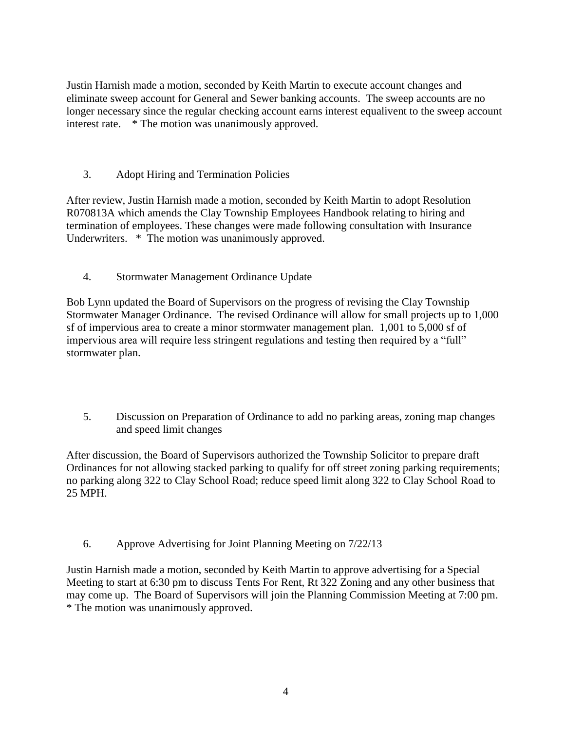Justin Harnish made a motion, seconded by Keith Martin to execute account changes and eliminate sweep account for General and Sewer banking accounts. The sweep accounts are no longer necessary since the regular checking account earns interest equalivent to the sweep account interest rate. * The motion was unanimously approved.

3. Adopt Hiring and Termination Policies

After review, Justin Harnish made a motion, seconded by Keith Martin to adopt Resolution R070813A which amends the Clay Township Employees Handbook relating to hiring and termination of employees. These changes were made following consultation with Insurance Underwriters. * The motion was unanimously approved.

4. Stormwater Management Ordinance Update

Bob Lynn updated the Board of Supervisors on the progress of revising the Clay Township Stormwater Manager Ordinance. The revised Ordinance will allow for small projects up to 1,000 sf of impervious area to create a minor stormwater management plan. 1,001 to 5,000 sf of impervious area will require less stringent regulations and testing then required by a "full" stormwater plan.

5. Discussion on Preparation of Ordinance to add no parking areas, zoning map changes and speed limit changes

After discussion, the Board of Supervisors authorized the Township Solicitor to prepare draft Ordinances for not allowing stacked parking to qualify for off street zoning parking requirements; no parking along 322 to Clay School Road; reduce speed limit along 322 to Clay School Road to 25 MPH.

6. Approve Advertising for Joint Planning Meeting on 7/22/13

Justin Harnish made a motion, seconded by Keith Martin to approve advertising for a Special Meeting to start at 6:30 pm to discuss Tents For Rent, Rt 322 Zoning and any other business that may come up. The Board of Supervisors will join the Planning Commission Meeting at 7:00 pm. * The motion was unanimously approved.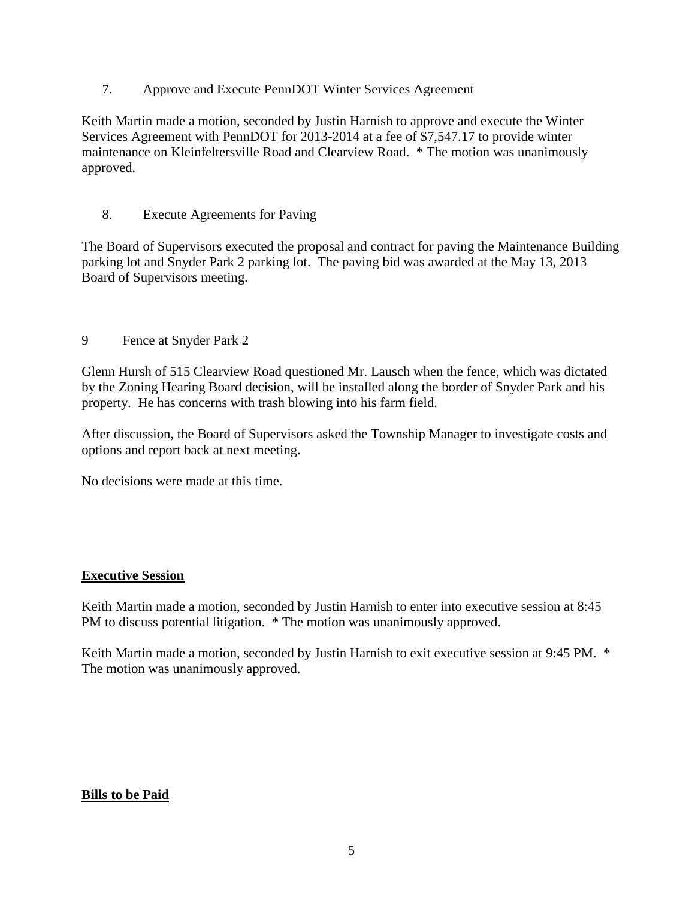7. Approve and Execute PennDOT Winter Services Agreement

Keith Martin made a motion, seconded by Justin Harnish to approve and execute the Winter Services Agreement with PennDOT for 2013-2014 at a fee of $7,547.17 to provide winter maintenance on Kleinfeltersville Road and Clearview Road. * The motion was unanimously approved.

8. Execute Agreements for Paving

The Board of Supervisors executed the proposal and contract for paving the Maintenance Building parking lot and Snyder Park 2 parking lot. The paving bid was awarded at the May 13, 2013 Board of Supervisors meeting.

9 Fence at Snyder Park 2

Glenn Hursh of 515 Clearview Road questioned Mr. Lausch when the fence, which was dictated by the Zoning Hearing Board decision, will be installed along the border of Snyder Park and his property. He has concerns with trash blowing into his farm field.

After discussion, the Board of Supervisors asked the Township Manager to investigate costs and options and report back at next meeting.

No decisions were made at this time.

**Executive Session**

Keith Martin made a motion, seconded by Justin Harnish to enter into executive session at 8:45 PM to discuss potential litigation. * The motion was unanimously approved.

Keith Martin made a motion, seconded by Justin Harnish to exit executive session at 9:45 PM. * The motion was unanimously approved.

**Bills to be Paid**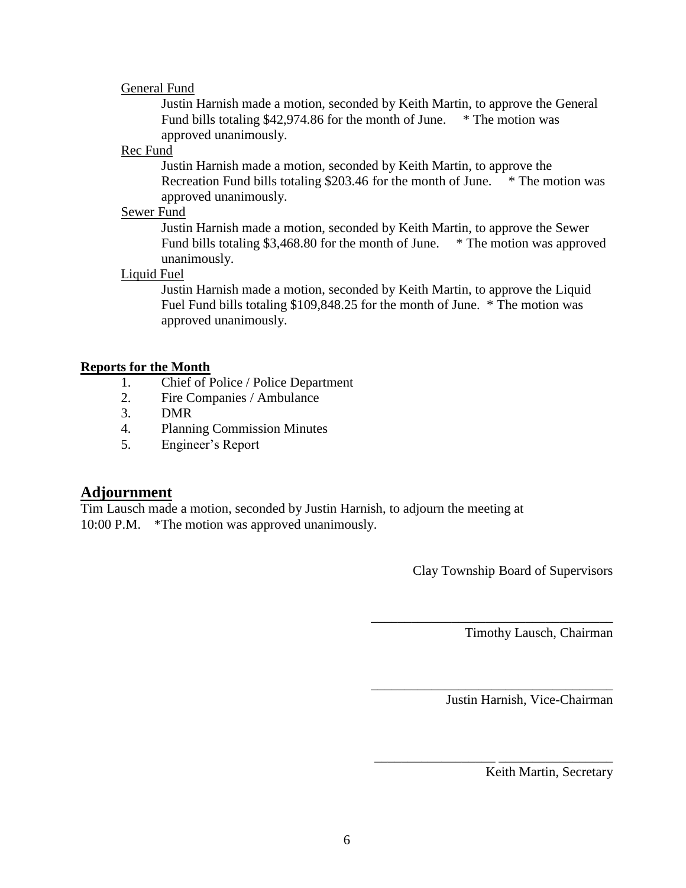General Fund

Justin Harnish made a motion, seconded by Keith Martin, to approve the General Fund bills totaling $42,974.86 for the month of June. * The motion was approved unanimously.

Rec Fund

Justin Harnish made a motion, seconded by Keith Martin, to approve the Recreation Fund bills totaling $203.46 for the month of June. * The motion was approved unanimously.

Sewer Fund

Justin Harnish made a motion, seconded by Keith Martin, to approve the Sewer Fund bills totaling $3,468.80 for the month of June. * The motion was approved unanimously.

Liquid Fuel

Justin Harnish made a motion, seconded by Keith Martin, to approve the Liquid Fuel Fund bills totaling $109,848.25 for the month of June. * The motion was approved unanimously.

**Reports for the Month**

1. Chief of Police / Police Department
2. Fire Companies / Ambulance
3. DMR
4. Planning Commission Minutes
5. Engineer's Report

## Adjournment

Tim Lausch made a motion, seconded by Justin Harnish, to adjourn the meeting at 10:00 P.M. *The motion was approved unanimously.

Clay Township Board of Supervisors

_______________________________
Timothy Lausch, Chairman

_______________________________
Justin Harnish, Vice-Chairman

_______________________________
Keith Martin, Secretary